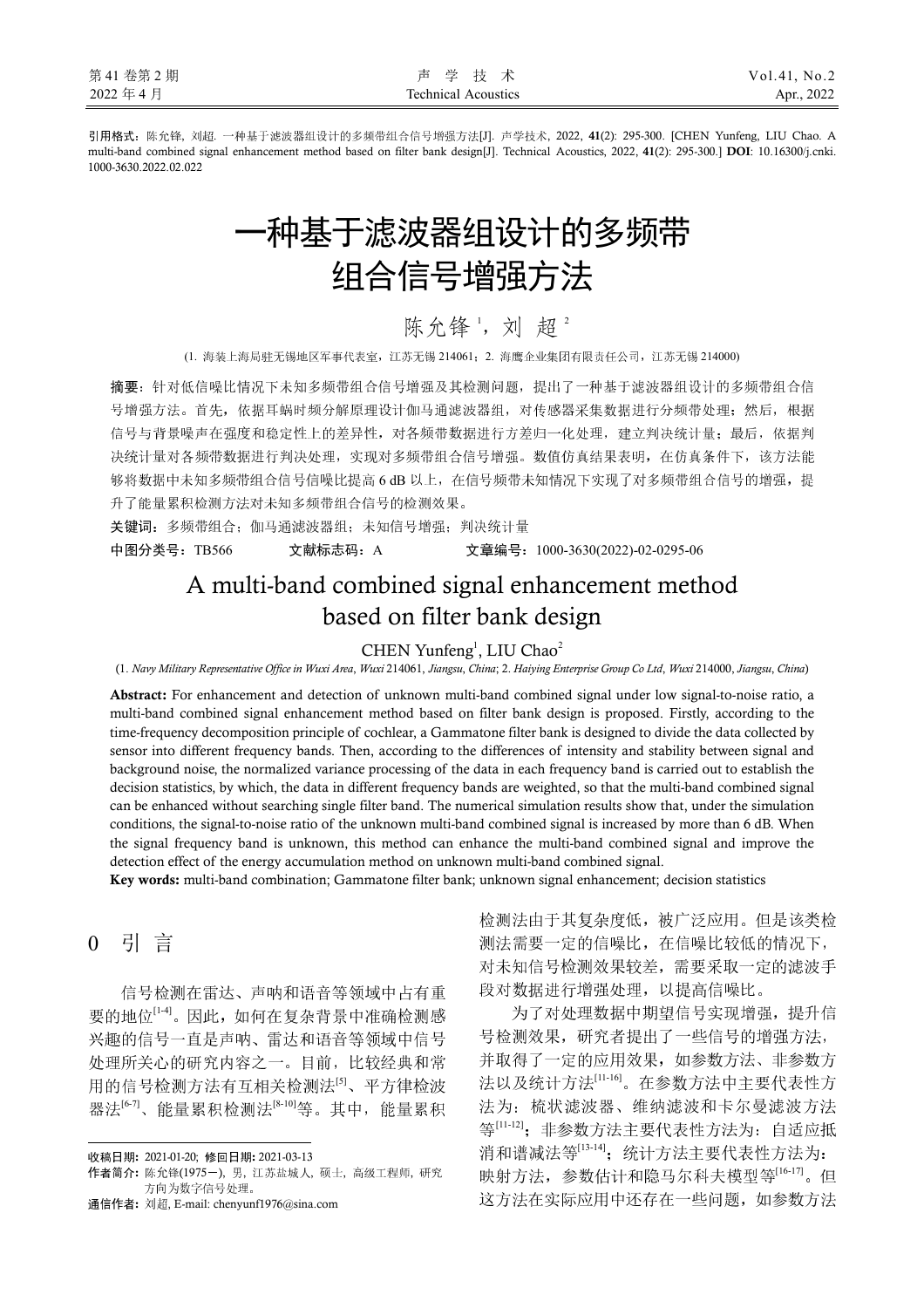引用格式：陈允锋, 刘超. 一种基于滤波器组设计的多频带组合信号增强方法[J]. 声学技术, 2022, **41**(2): 295-300. [CHEN Yunfeng, LIU Chao. A multi-band combined signal enhancement method based on filter bank design[J]. Technical Acoustics, 2022, **41**(2): 295-300.] **DOI**: 10.16300/j.cnki.1000-3630.2022.02.022

# 一种基于滤波器组设计的多频带组合信号增强方法

陈允锋[1]，刘　超[2]

(1. 海装上海局驻无锡地区军事代表室，江苏无锡 214061；2. 海鹰企业集团有限责任公司，江苏无锡 214000)

**摘要**：针对低信噪比情况下未知多频带组合信号增强及其检测问题，提出了一种基于滤波器组设计的多频带组合信号增强方法。首先，依据耳蜗时频分解原理设计伽马通滤波器组，对传感器采集数据进行分频带处理；然后，根据信号与背景噪声在强度和稳定性上的差异性，对各频带数据进行方差归一化处理，建立判决统计量；最后，依据判决统计量对各频带数据进行判决处理，实现对多频带组合信号增强。数值仿真结果表明，在仿真条件下，该方法能够将数据中未知多频带组合信号信噪比提高 6 dB 以上，在信号频带未知情况下实现了对多频带组合信号的增强，提升了能量累积检测方法对未知多频带组合信号的检测效果。

**关键词**：多频带组合；伽马通滤波器组；未知信号增强；判决统计量

**中图分类号**：TB566　　　**文献标志码**：A　　　**文章编号**：1000-3630(2022)-02-0295-06

# A multi-band combined signal enhancement method based on filter bank design

CHEN Yunfeng[1], LIU Chao[2]

(1. *Navy Military Representative Office in Wuxi Area*, *Wuxi* 214061, *Jiangsu*, *China*; 2. *Haiying Enterprise Group Co Ltd*, *Wuxi* 214000, *Jiangsu*, *China*)

**Abstract:** For enhancement and detection of unknown multi-band combined signal under low signal-to-noise ratio, a multi-band combined signal enhancement method based on filter bank design is proposed. Firstly, according to the time-frequency decomposition principle of cochlear, a Gammatone filter bank is designed to divide the data collected by sensor into different frequency bands. Then, according to the differences of intensity and stability between signal and background noise, the normalized variance processing of the data in each frequency band is carried out to establish the decision statistics, by which, the data in different frequency bands are weighted, so that the multi-band combined signal can be enhanced without searching single filter band. The numerical simulation results show that, under the simulation conditions, the signal-to-noise ratio of the unknown multi-band combined signal is increased by more than 6 dB. When the signal frequency band is unknown, this method can enhance the multi-band combined signal and improve the detection effect of the energy accumulation method on unknown multi-band combined signal.

**Key words:** multi-band combination; Gammatone filter bank; unknown signal enhancement; decision statistics

## 0　引　言

信号检测在雷达、声呐和语音等领域中占有重要的地位[1-4]。因此，如何在复杂背景中准确检测感兴趣的信号一直是声呐、雷达和语音等领域中信号处理所关心的研究内容之一。目前，比较经典和常用的信号检测方法有互相关检测法[5]、平方律检波器法[6-7]、能量累积检测法[8-10]等。其中，能量累积检测法由于其复杂度低，被广泛应用。但是该类检测法需要一定的信噪比，在信噪比较低的情况下，对未知信号检测效果较差，需要采取一定的滤波手段对数据进行增强处理，以提高信噪比。

为了对处理数据中期望信号实现增强，提升信号检测效果，研究者提出了一些信号的增强方法，并取得了一定的应用效果，如参数方法、非参数方法以及统计方法[11-16]。在参数方法中主要代表性方法为：梳状滤波器、维纳滤波和卡尔曼滤波方法等[11-12]；非参数方法主要代表性方法为：自适应抵消和谱减法等[13-14]；统计方法主要代表性方法为：映射方法，参数估计和隐马尔科夫模型等[16-17]。但这方法在实际应用中还存在一些问题，如参数方法

---

**收稿日期**：2021-01-20；**修回日期**：2021-03-13

**作者简介**：陈允锋(1975－)，男，江苏盐城人，硕士，高级工程师，研究方向为数字信号处理。

**通信作者**：刘超，E-mail: chenyunf1976@sina.com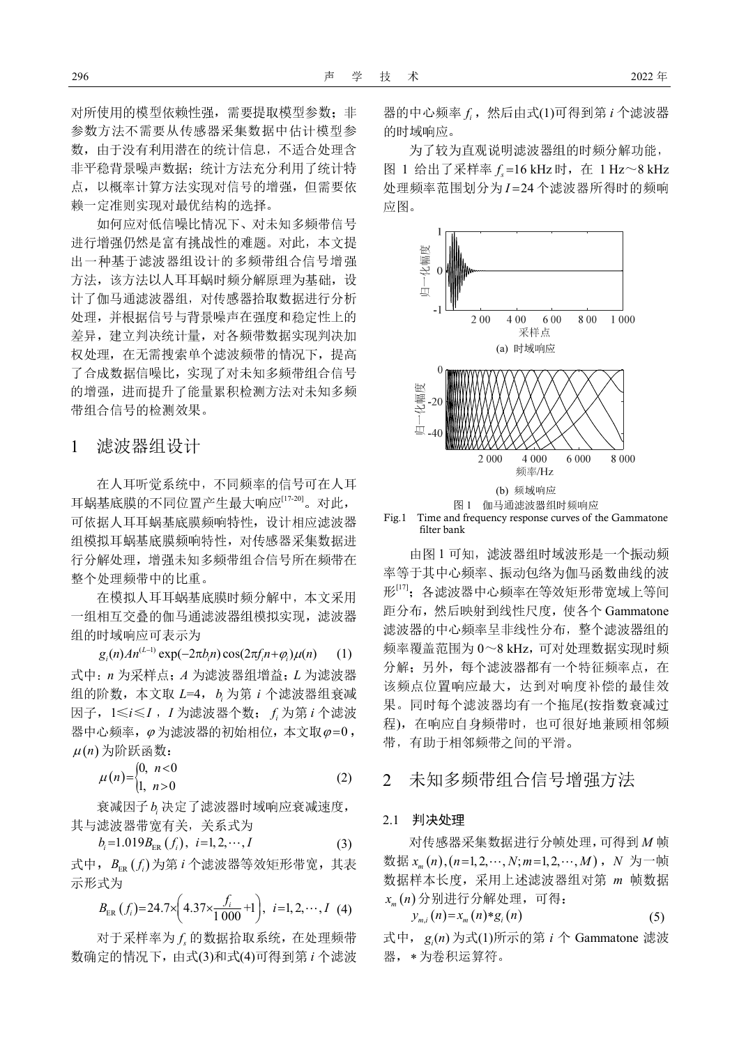对所使用的模型依赖性强，需要提取模型参数；非参数方法不需要从传感器采集数据中估计模型参数，由于没有利用潜在的统计信息，不适合处理含非平稳背景噪声数据；统计方法充分利用了统计特点，以概率计算方法实现对信号的增强，但需要依赖一定准则实现对最优结构的选择。

如何应对低信噪比情况下、对未知多频带信号进行增强仍然是富有挑战性的难题。对此，本文提出一种基于滤波器组设计的多频带组合信号增强方法，该方法以人耳耳蜗时频分解原理为基础，设计了伽马通滤波器组，对传感器拾取数据进行分析处理，并根据信号与背景噪声在强度和稳定性上的差异，建立判决统计量，对各频带数据实现判决加权处理，在无需搜索单个滤波频带的情况下，提高了合成数据信噪比，实现了对未知多频带组合信号的增强，进而提升了能量累积检测方法对未知多频带组合信号的检测效果。

## 1 滤波器组设计

在人耳听觉系统中，不同频率的信号可在人耳耳蜗基底膜的不同位置产生最大响应[17-20]。对此，可依据人耳耳蜗基底膜频响特性，设计相应滤波器组模拟耳蜗基底膜频响特性，对传感器采集数据进行分解处理，增强未知多频带组合信号所在频带在整个处理频带中的比重。

在模拟人耳耳蜗基底膜时频分解中，本文采用一组相互交叠的伽马通滤波器组模拟实现，滤波器组的时域响应可表示为

$$g_i(n)An^{(L-1)}\exp(-2\pi b_i n)\cos(2\pi f_i n+\varphi_i)\mu(n) \quad (1)$$

式中：$n$ 为采样点；$A$ 为滤波器组增益；$L$ 为滤波器组的阶数，本文取 $L$=4，$b_i$ 为第 $i$ 个滤波器组衰减因子，$1\leqslant i\leqslant I$，$I$ 为滤波器个数；$f_i$ 为第 $i$ 个滤波器中心频率，$\varphi$ 为滤波器的初始相位，本文取 $\varphi=0$，$\mu(n)$ 为阶跃函数：

$$\mu(n)=\begin{cases}0, & n<0\\ 1, & n>0\end{cases} \quad (2)$$

衰减因子 $b_i$ 决定了滤波器时域响应衰减速度，其与滤波器带宽有关，关系式为

$$b_i=1.019B_{\mathrm{ER}}(f_i),\ i=1,2,\cdots,I \quad (3)$$

式中，$B_{\mathrm{ER}}(f_i)$ 为第 $i$ 个滤波器等效矩形带宽，其表示形式为

$$B_{\mathrm{ER}}(f_i)=24.7\times\left(4.37\times\frac{f_i}{1\,000}+1\right),\ i=1,2,\cdots,I \quad (4)$$

对于采样率为 $f_s$ 的数据拾取系统，在处理频带数确定的情况下，由式(3)和式(4)可得到第 $i$ 个滤波器的中心频率 $f_i$，然后由式(1)可得到第 $i$ 个滤波器的时域响应。

为了较为直观说明滤波器组的时频分解功能，图 1 给出了采样率 $f_s$=16 kHz 时，在 1 Hz～8 kHz 处理频率范围划分为 $I$=24 个滤波器所得时的频响应图。

(a) 时域响应

(b) 频域响应

图 1 伽马通滤波器组时频响应

Fig.1 Time and frequency response curves of the Gammatone filter bank

由图 1 可知，滤波器组时域波形是一个振动频率等于其中心频率、振动包络为伽马函数曲线的波形[17]；各滤波器中心频率在等效矩形带宽域上等间距分布，然后映射到线性尺度，使各个 Gammatone 滤波器的中心频率呈非线性分布，整个滤波器组的频率覆盖范围为 0～8 kHz，可对处理数据实现时频分解；另外，每个滤波器都有一个特征频率点，在该频点位置响应最大，达到对响度补偿的最佳效果。同时每个滤波器均有一个拖尾(按指数衰减过程)，在响应自身频带时，也可很好地兼顾相邻频带，有助于相邻频带之间的平滑。

## 2 未知多频带组合信号增强方法

### 2.1 判决处理

对传感器采集数据进行分帧处理，可得到 $M$ 帧数据 $x_m(n),(n=1,2,\cdots,N;m=1,2,\cdots,M)$，$N$ 为一帧数据样本长度，采用上述滤波器组对第 $m$ 帧数据 $x_m(n)$ 分别进行分解处理，可得：

$$y_{m,i}(n)=x_m(n)*g_i(n) \quad (5)$$

式中，$g_i(n)$ 为式(1)所示的第 $i$ 个 Gammatone 滤波器，* 为卷积运算符。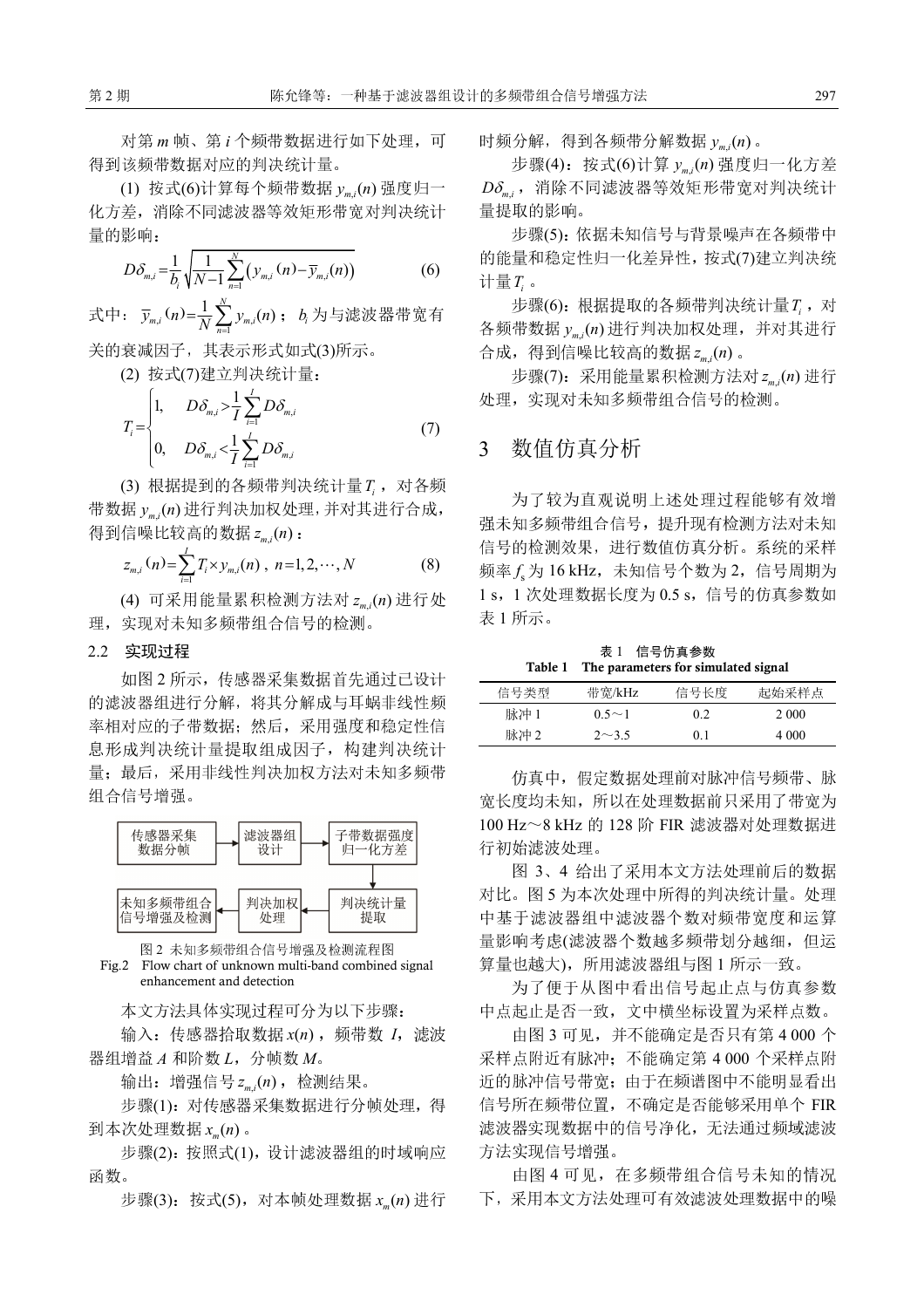对第 $m$ 帧、第 $i$ 个频带数据进行如下处理，可得到该频带数据对应的判决统计量。

(1) 按式(6)计算每个频带数据 $y_{m,i}(n)$ 强度归一化方差，消除不同滤波器等效矩形带宽对判决统计量的影响：

$$D\delta_{m,i}=\frac{1}{b_i}\sqrt{\frac{1}{N-1}\sum_{n=1}^{N}\left(y_{m,i}(n)-\overline{y}_{m,i}(n)\right)} \tag{6}$$

式中：$\overline{y}_{m,i}(n)=\frac{1}{N}\sum_{n=1}^{N}y_{m,i}(n)$；$b_i$ 为与滤波器带宽有关的衰减因子，其表示形式如式(3)所示。

(2) 按式(7)建立判决统计量：

$$T_i=\begin{cases}1, & D\delta_{m,i}>\frac{1}{I}\sum_{i=1}^{I}D\delta_{m,i}\\ 0, & D\delta_{m,i}<\frac{1}{I}\sum_{i=1}^{I}D\delta_{m,i}\end{cases} \tag{7}$$

(3) 根据提到的各频带判决统计量 $T_i$，对各频带数据 $y_{m,i}(n)$ 进行判决加权处理，并对其进行合成，得到信噪比较高的数据 $z_{m,i}(n)$：

$$z_{m,i}(n)=\sum_{i=1}^{I}T_i\times y_{m,i}(n)\,,\ n=1,2,\cdots,N \tag{8}$$

(4) 可采用能量累积检测方法对 $z_{m,i}(n)$ 进行处理，实现对未知多频带组合信号的检测。

### 2.2 实现过程

如图2所示，传感器采集数据首先通过已设计的滤波器组进行分解，将其分解成与耳蜗非线性频率相对应的子带数据；然后，采用强度和稳定性信息形成判决统计量提取组成因子，构建判决统计量；最后，采用非线性判决加权方法对未知多频带组合信号增强。

传感器采集数据分帧 → 滤波器组设计 → 子带数据强度归一化方差 → 判决统计量提取 → 判决加权处理 → 未知多频带组合信号增强及检测

图2 未知多频带组合信号增强及检测流程图

Fig.2 Flow chart of unknown multi-band combined signal enhancement and detection

本文方法具体实现过程可分为以下步骤：

输入：传感器拾取数据 $x(n)$，频带数 $I$，滤波器组增益 $A$ 和阶数 $L$，分帧数 $M$。

输出：增强信号 $z_{m,i}(n)$，检测结果。

步骤(1)：对传感器采集数据进行分帧处理，得到本次处理数据 $x_m(n)$。

步骤(2)：按照式(1)，设计滤波器组的时域响应函数。

步骤(3)：按式(5)，对本帧处理数据 $x_m(n)$ 进行时频分解，得到各频带分解数据 $y_{m,i}(n)$。

步骤(4)：按式(6)计算 $y_{m,i}(n)$ 强度归一化方差 $D\delta_{m,i}$，消除不同滤波器等效矩形带宽对判决统计量提取的影响。

步骤(5)：依据未知信号与背景噪声在各频带中的能量和稳定性归一化差异性，按式(7)建立判决统计量 $T_i$。

步骤(6)：根据提取的各频带判决统计量 $T_i$，对各频带数据 $y_{m,i}(n)$ 进行判决加权处理，并对其进行合成，得到信噪比较高的数据 $z_{m,i}(n)$。

步骤(7)：采用能量累积检测方法对 $z_{m,i}(n)$ 进行处理，实现对未知多频带组合信号的检测。

## 3 数值仿真分析

为了较为直观说明上述处理过程能够有效增强未知多频带组合信号，提升现有检测方法对未知信号的检测效果，进行数值仿真分析。系统的采样频率 $f_s$ 为 16 kHz，未知信号个数为2，信号周期为1 s，1次处理数据长度为0.5 s，信号的仿真参数如表1所示。

表1 信号仿真参数

Table 1 The parameters for simulated signal

| 信号类型 | 带宽/kHz | 信号长度 | 起始采样点 |
|---|---|---|---|
| 脉冲1 | 0.5～1 | 0.2 | 2 000 |
| 脉冲2 | 2～3.5 | 0.1 | 4 000 |

仿真中，假定数据处理前对脉冲信号频带、脉宽长度均未知，所以在处理数据前只采用了带宽为100 Hz～8 kHz 的128阶 FIR 滤波器对处理数据进行初始滤波处理。

图3、4给出了采用本文方法处理前后的数据对比。图5为本次处理中所得的判决统计量。处理中基于滤波器组中滤波器个数对频带宽度和运算量影响考虑(滤波器个数越多频带划分越细，但运算量也越大)，所用滤波器组与图1所示一致。

为了便于从图中看出信号起止点与仿真参数中点起止是否一致，文中横坐标设置为采样点数。

由图3可见，并不能确定是否只有第4 000个采样点附近有脉冲；不能确定第4 000个采样点附近的脉冲信号带宽；由于在频谱图中不能明显看出信号所在频带位置，不确定是否能够采用单个 FIR 滤波器实现数据中的信号净化，无法通过频域滤波方法实现信号增强。

由图4可见，在多频带组合信号未知的情况下，采用本文方法处理可有效滤波处理数据中的噪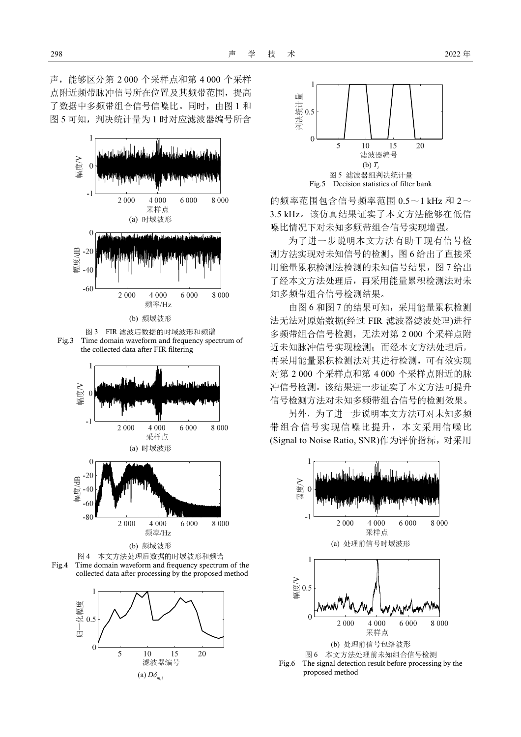声，能够区分第 2 000 个采样点和第 4 000 个采样点附近频带脉冲信号所在位置及其频带范围，提高了数据中多频带组合信号信噪比。同时，由图 1 和图 5 可知，判决统计量为 1 时对应滤波器编号所含的频率范围包含信号频率范围 0.5～1 kHz 和 2～3.5 kHz。该仿真结果证实了本文方法能够在低信噪比情况下对未知多频带组合信号实现增强。

(a) 时域波形

(b) 频域波形

图 3　FIR 滤波后数据的时域波形和频谱
Fig.3　Time domain waveform and frequency spectrum of the collected data after FIR filtering

(a) 时域波形

(b) 频域波形

图 4　本文方法处理后数据的时域波形和频谱
Fig.4　Time domain waveform and frequency spectrum of the collected data after processing by the proposed method

(a) $D\delta_{m,i}$

(b) $T_i$

图 5　滤波器组判决统计量
Fig.5　Decision statistics of filter bank

为了进一步说明本文方法有助于现有信号检测方法实现对未知信号的检测。图 6 给出了直接采用能量累积检测法检测的未知信号结果，图 7 给出了经本文方法处理后，再采用能量累积检测法对未知多频带组合信号检测结果。

由图 6 和图 7 的结果可知，采用能量累积检测法无法对原始数据(经过 FIR 滤波器滤波处理)进行多频带组合信号检测，无法对第 2 000 个采样点附近未知脉冲信号实现检测；而经本文方法处理后，再采用能量累积检测法对其进行检测，可有效实现对第 2 000 个采样点和第 4 000 个采样点附近的脉冲信号检测。该结果进一步证实了本文方法可提升信号检测方法对未知多频带组合信号的检测效果。

另外，为了进一步说明本文方法可对未知多频带组合信号实现信噪比提升，本文采用信噪比(Signal to Noise Ratio, SNR)作为评价指标，对采用

(a) 处理前信号时域波形

(b) 处理前信号包络波形

图 6　本文方法处理前未知组合信号检测
Fig.6　The signal detection result before processing by the proposed method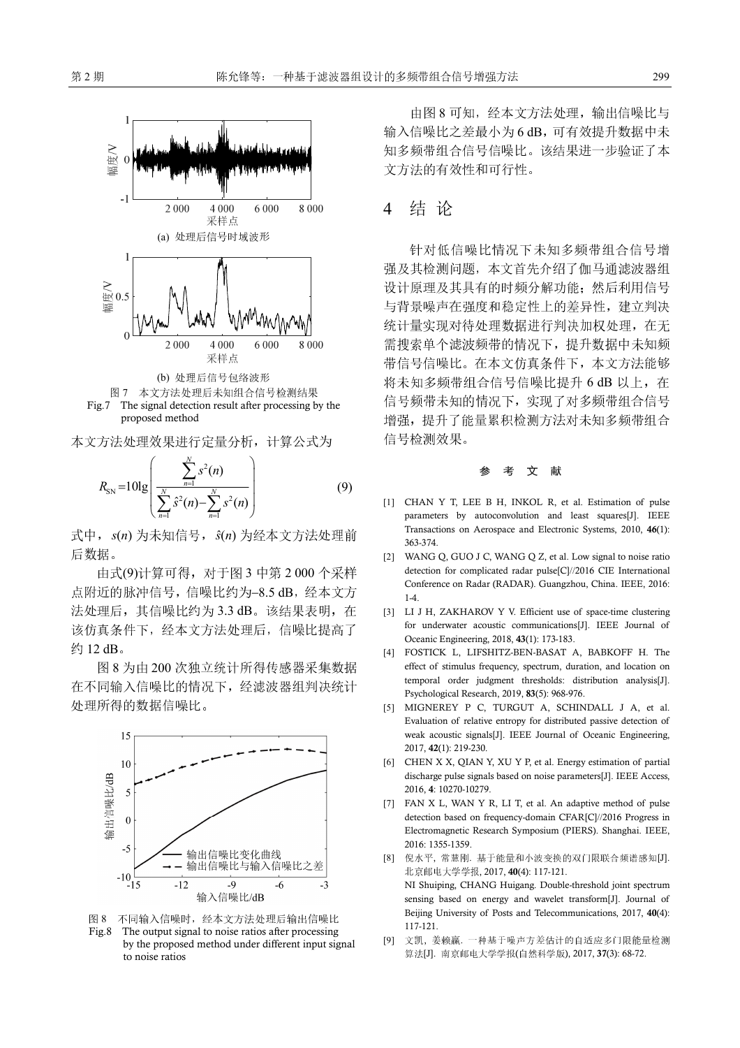(a) 处理后信号时域波形

(b) 处理后信号包络波形

图 7 本文方法处理后未知组合信号检测结果

Fig.7 The signal detection result after processing by the proposed method

本文方法处理效果进行定量分析，计算公式为

$$R_{\mathrm{SN}}=10\lg\left(\frac{\sum_{n=1}^{N}s^2(n)}{\sum_{n=1}^{N}\hat{s}^2(n)-\sum_{n=1}^{N}s^2(n)}\right) \tag{9}$$

式中，$s(n)$ 为未知信号，$\hat{s}(n)$ 为经本文方法处理前后数据。

由式(9)计算可得，对于图 3 中第 2 000 个采样点附近的脉冲信号，信噪比约为–8.5 dB，经本文方法处理后，其信噪比约为 3.3 dB。该结果表明，在该仿真条件下，经本文方法处理后，信噪比提高了约 12 dB。

图 8 为由 200 次独立统计所得传感器采集数据在不同输入信噪比的情况下，经滤波器组判决统计处理所得的数据信噪比。

图 8 不同输入信噪比时，经本文方法处理后输出信噪比

Fig.8 The output signal to noise ratios after processing by the proposed method under different input signal to noise ratios

由图 8 可知，经本文方法处理，输出信噪比与输入信噪比之差最小为 6 dB，可有效提升数据中未知多频带组合信号信噪比。该结果进一步验证了本文方法的有效性和可行性。

## 4 结 论

针对低信噪比情况下未知多频带组合信号增强及其检测问题，本文首先介绍了伽马通滤波器组设计原理及其具有的时频分解功能；然后利用信号与背景噪声在强度和稳定性上的差异性，建立判决统计量实现对待处理数据进行判决加权处理，在无需搜索单个滤波频带的情况下，提升数据中未知频带信号信噪比。在本文仿真条件下，本文方法能够将未知多频带组合信号信噪比提升 6 dB 以上，在信号频带未知的情况下，实现了对多频带组合信号增强，提升了能量累积检测方法对未知多频带组合信号检测效果。

## 参 考 文 献

[1] CHAN Y T, LEE B H, INKOL R, et al. Estimation of pulse parameters by autoconvolution and least squares[J]. IEEE Transactions on Aerospace and Electronic Systems, 2010, **46**(1): 363-374.

[2] WANG Q, GUO J C, WANG Q Z, et al. Low signal to noise ratio detection for complicated radar pulse[C]//2016 CIE International Conference on Radar (RADAR). Guangzhou, China. IEEE, 2016: 1-4.

[3] LI J H, ZAKHAROV Y V. Efficient use of space-time clustering for underwater acoustic communications[J]. IEEE Journal of Oceanic Engineering, 2018, **43**(1): 173-183.

[4] FOSTICK L, LIFSHITZ-BEN-BASAT A, BABKOFF H. The effect of stimulus frequency, spectrum, duration, and location on temporal order judgment thresholds: distribution analysis[J]. Psychological Research, 2019, **83**(5): 968-976.

[5] MIGNEREY P C, TURGUT A, SCHINDALL J A, et al. Evaluation of relative entropy for distributed passive detection of weak acoustic signals[J]. IEEE Journal of Oceanic Engineering, 2017, **42**(1): 219-230.

[6] CHEN X X, QIAN Y, XU Y P, et al. Energy estimation of partial discharge pulse signals based on noise parameters[J]. IEEE Access, 2016, **4**: 10270-10279.

[7] FAN X L, WAN Y R, LI T, et al. An adaptive method of pulse detection based on frequency-domain CFAR[C]//2016 Progress in Electromagnetic Research Symposium (PIERS). Shanghai. IEEE, 2016: 1355-1359.

[8] 倪水平, 常慧刚. 基于能量和小波变换的双门限联合频谱感知[J]. 北京邮电大学学报, 2017, **40**(4): 117-121.
NI Shuiping, CHANG Huigang. Double-threshold joint spectrum sensing based on energy and wavelet transform[J]. Journal of Beijing University of Posts and Telecommunications, 2017, **40**(4): 117-121.

[9] 文凯, 姜赖赢. 一种基于噪声方差估计的自适应多门限能量检测算法[J]. 南京邮电大学学报(自然科学版), 2017, **37**(3): 68-72.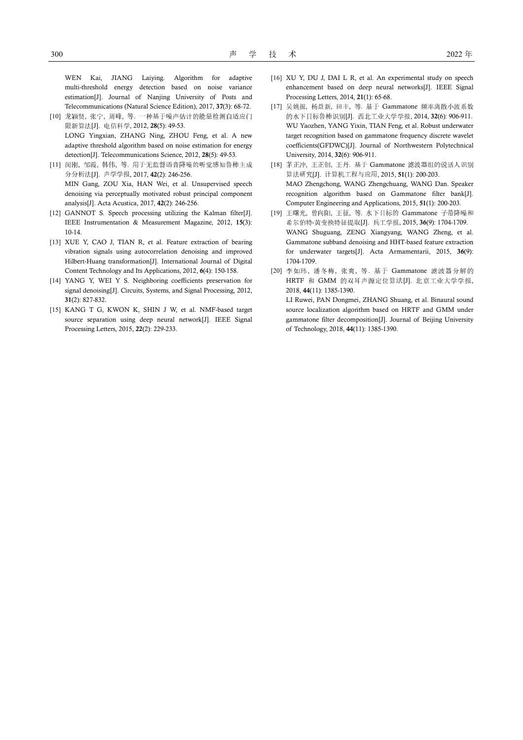WEN Kai, JIANG Laiying. Algorithm for adaptive multi-threshold energy detection based on noise variance estimation[J]. Journal of Nanjing University of Posts and Telecommunications (Natural Science Edition), 2017, **37**(3): 68-72.

[10] 龙颖贤，张宁，周峰，等. 一种基于噪声估计的能量检测自适应门限新算法[J]. 电信科学, 2012, **28**(5): 49-53.
LONG Yingxian, ZHANG Ning, ZHOU Feng, et al. A new adaptive threshold algorithm based on noise estimation for energy detection[J]. Telecommunications Science, 2012, **28**(5): 49-53.

[11] 闵刚，邹霞，韩伟，等. 用于无监督语音降噪的听觉感知鲁棒主成分分析法[J]. 声学学报, 2017, **42**(2): 246-256.
MIN Gang, ZOU Xia, HAN Wei, et al. Unsupervised speech denoising via perceptually motivated robust principal component analysis[J]. Acta Acustica, 2017, **42**(2): 246-256.

[12] GANNOT S. Speech processing utilizing the Kalman filter[J]. IEEE Instrumentation & Measurement Magazine, 2012, **15**(3): 10-14.

[13] XUE Y, CAO J, TIAN R, et al. Feature extraction of bearing vibration signals using autocorrelation denoising and improved Hilbert-Huang transformation[J]. International Journal of Digital Content Technology and Its Applications, 2012, **6**(4): 150-158.

[14] YANG Y, WEI Y S. Neighboring coefficients preservation for signal denoising[J]. Circuits, Systems, and Signal Processing, 2012, **31**(2): 827-832.

[15] KANG T G, KWON K, SHIN J W, et al. NMF-based target source separation using deep neural network[J]. IEEE Signal Processing Letters, 2015, **22**(2): 229-233.

[16] XU Y, DU J, DAI L R, et al. An experimental study on speech enhancement based on deep neural networks[J]. IEEE Signal Processing Letters, 2014, **21**(1): 65-68.

[17] 吴姚振，杨益新，田丰，等. 基于 Gammatone 频率离散小波系数的水下目标鲁棒识别[J]. 西北工业大学学报, 2014, **32**(6): 906-911.
WU Yaozhen, YANG Yixin, TIAN Feng, et al. Robust underwater target recognition based on gammatone frequency discrete wavelet coefficients(GFDWC)[J]. Journal of Northwestern Polytechnical University, 2014, **32**(6): 906-911.

[18] 茅正冲，王正创，王丹. 基于 Gammatone 滤波器组的说话人识别算法研究[J]. 计算机工程与应用, 2015, **51**(1): 200-203.
MAO Zhengchong, WANG Zhengchuang, WANG Dan. Speaker recognition algorithm based on Gammatone filter bank[J]. Computer Engineering and Applications, 2015, **51**(1): 200-203.

[19] 王曙光，曾向阳，王征，等. 水下目标的 Gammatone 子带降噪和希尔伯特-黄变换特征提取[J]. 兵工学报, 2015, **36**(9): 1704-1709.
WANG Shuguang, ZENG Xiangyang, WANG Zheng, et al. Gammatone subband denoising and HHT-based feature extraction for underwater targets[J]. Acta Armamentarii, 2015, **36**(9): 1704-1709.

[20] 李如玮，潘冬梅，张爽，等. 基于 Gammatone 滤波器分解的 HRTF 和 GMM 的双耳声源定位算法[J]. 北京工业大学学报, 2018, **44**(11): 1385-1390.
LI Ruwei, PAN Dongmei, ZHANG Shuang, et al. Binaural sound source localization algorithm based on HRTF and GMM under gammatone filter decomposition[J]. Journal of Beijing University of Technology, 2018, **44**(11): 1385-1390.